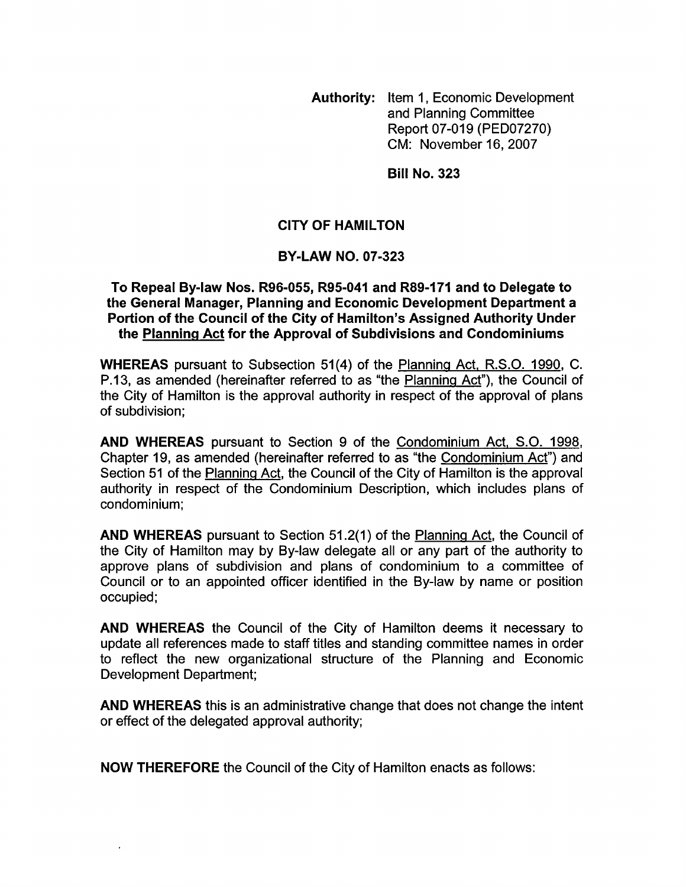**Authority:** Item 1, Economic Development and Planning Committee Report 07-019 (PED07270) CM: November 16, 2007

**Bill No. 323**

## CITY OF HAMILTON

## BY-LAW NO. 07-323

### To Repeal By-law Nos. R96-055, R95-041 and R89-171 and to Delegate to the General Manager, Planning and Economic Development Department a Portion of the Council of the City of Hamilton's Assigned Authority Under the Planning Act for the Approval of Subdivisions and Condominiums

**WHEREAS** pursuant to Subsection 51(4) of the Planning Act, R.S.O. 1990, C. P.13, as amended (hereinafter referred to as "the Planning Act"), the Council of the City of Hamilton is the approval authority in respect of the approval of plans of subdivision;

**AND WHEREAS** pursuant to Section 9 of the Condominium Act, S.O. 1998, Chapter 19, as amended (hereinafter referred to as "the Condominium Act") and Section 51 of the Planning Act, the Council of the City of Hamilton is the approval authority in respect of the Condominium Description, which includes plans of condominium;

**AND WHEREAS** pursuant to Section 51.2(1) of the Planning Act, the Council of the City of Hamilton may by By-law delegate all or any part of the authority to approve plans of subdivision and plans of condominium to a committee of Council or to an appointed officer identified in the By-law by name or position occupied;

**AND WHEREAS** the Council of the City of Hamilton deems it necessary to update all references made to staff titles and standing committee names in order to reflect the new organizational structure of the Planning and Economic Development Department;

**AND WHEREAS** this is an administrative change that does not change the intent or effect of the delegated approval authority;

**NOW THEREFORE** the Council of the City of Hamilton enacts as follows: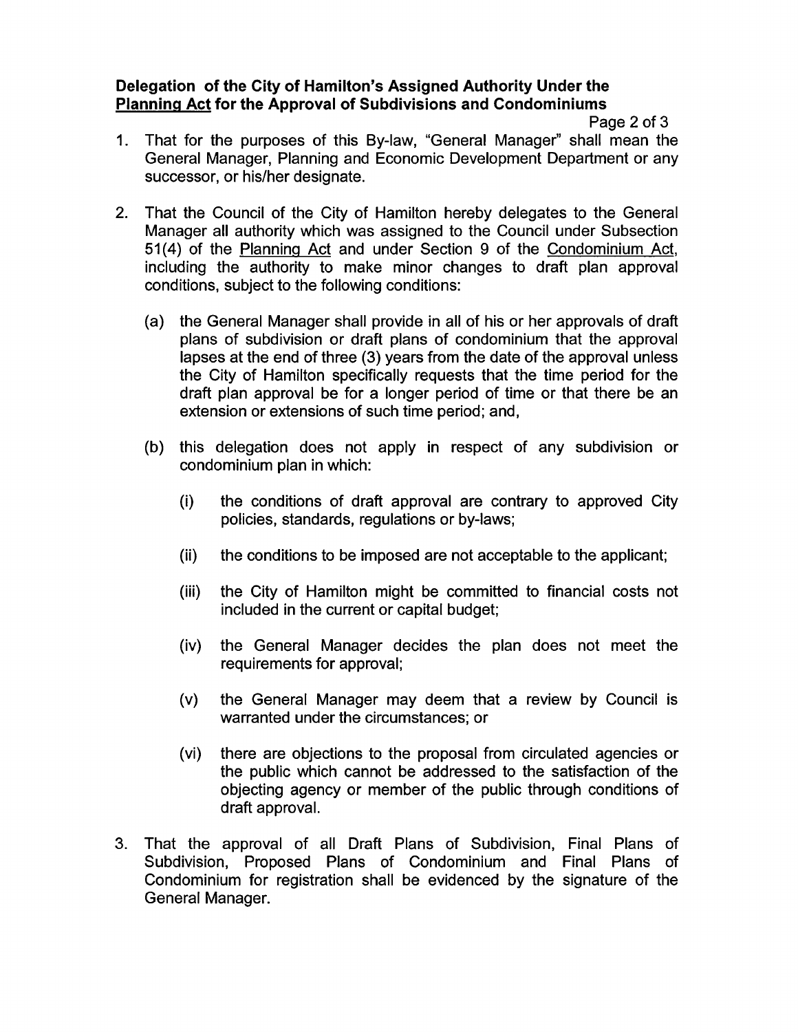**Delegation of the City of Hamilton's Assigned Authority Under the <u>Planning Act</u> for the Approval of Subdivisions and Condominiums**

1. That for the purposes of this By-law, "General Manager" shall mean the General Manager, Planning and Economic Development Department or any successor, or his/her designate.

2. That the Council of the City of Hamilton hereby delegates to the General Manager all authority which was assigned to the Council under Subsection 51(4) of the <u>Planning Act</u> and under Section 9 of the <u>Condominium Act</u>, including the authority to make minor changes to draft plan approval conditions, subject to the following conditions:

   (a) the General Manager shall provide in all of his or her approvals of draft plans of subdivision or draft plans of condominium that the approval lapses at the end of three (3) years from the date of the approval unless the City of Hamilton specifically requests that the time period for the draft plan approval be for a longer period of time or that there be an extension or extensions of such time period; and,

   (b) this delegation does not apply in respect of any subdivision or condominium plan in which:

      (i) the conditions of draft approval are contrary to approved City policies, standards, regulations or by-laws;

      (ii) the conditions to be imposed are not acceptable to the applicant;

      (iii) the City of Hamilton might be committed to financial costs not included in the current or capital budget;

      (iv) the General Manager decides the plan does not meet the requirements for approval;

      (v) the General Manager may deem that a review by Council is warranted under the circumstances; or

      (vi) there are objections to the proposal from circulated agencies or the public which cannot be addressed to the satisfaction of the objecting agency or member of the public through conditions of draft approval.

3. That the approval of all Draft Plans of Subdivision, Final Plans of Subdivision, Proposed Plans of Condominium and Final Plans of Condominium for registration shall be evidenced by the signature of the General Manager.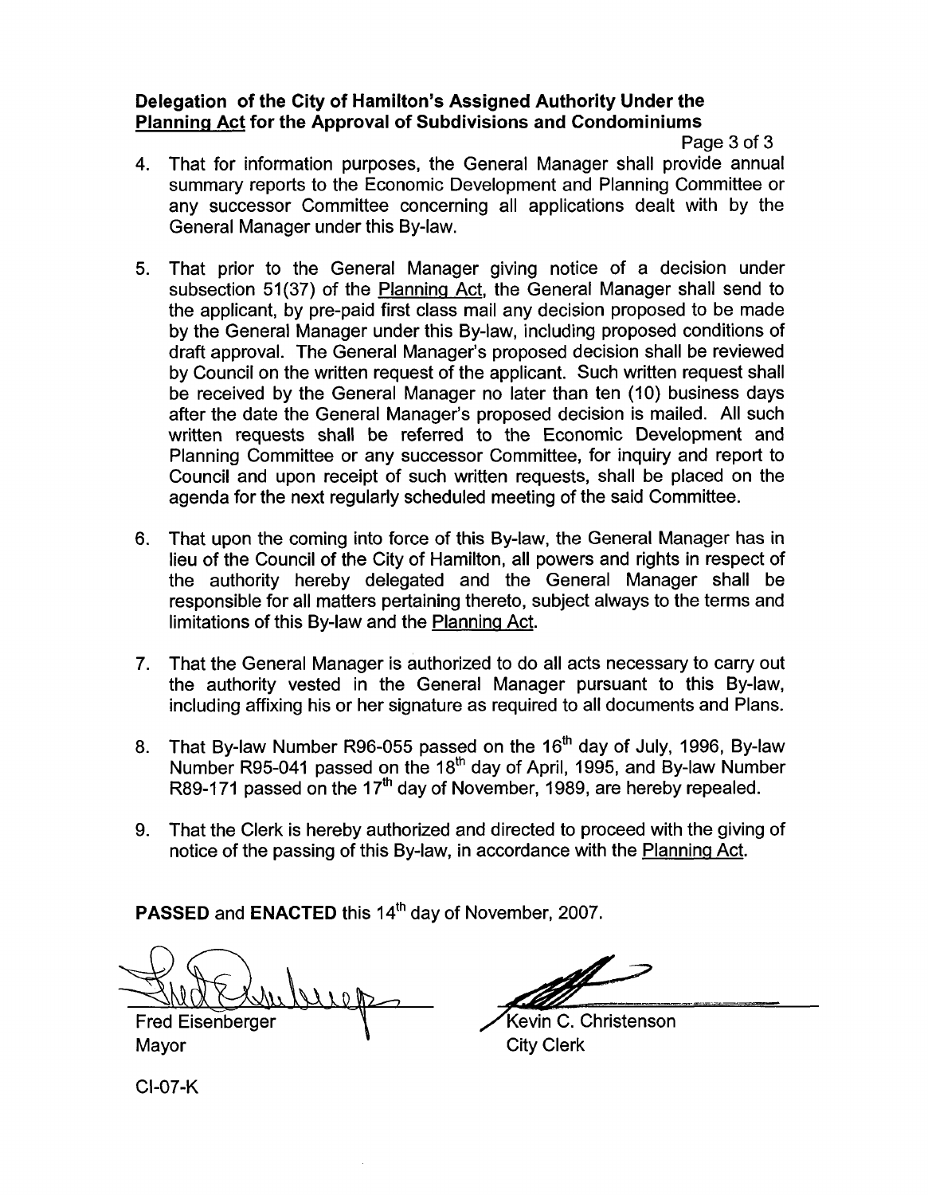**Delegation of the City of Hamilton's Assigned Authority Under the Planning Act for the Approval of Subdivisions and Condominiums**

4. That for information purposes, the General Manager shall provide annual summary reports to the Economic Development and Planning Committee or any successor Committee concerning all applications dealt with by the General Manager under this By-law.

5. That prior to the General Manager giving notice of a decision under subsection 51(37) of the Planning Act, the General Manager shall send to the applicant, by pre-paid first class mail any decision proposed to be made by the General Manager under this By-law, including proposed conditions of draft approval. The General Manager's proposed decision shall be reviewed by Council on the written request of the applicant. Such written request shall be received by the General Manager no later than ten (10) business days after the date the General Manager's proposed decision is mailed. All such written requests shall be referred to the Economic Development and Planning Committee or any successor Committee, for inquiry and report to Council and upon receipt of such written requests, shall be placed on the agenda for the next regularly scheduled meeting of the said Committee.

6. That upon the coming into force of this By-law, the General Manager has in lieu of the Council of the City of Hamilton, all powers and rights in respect of the authority hereby delegated and the General Manager shall be responsible for all matters pertaining thereto, subject always to the terms and limitations of this By-law and the Planning Act.

7. That the General Manager is authorized to do all acts necessary to carry out the authority vested in the General Manager pursuant to this By-law, including affixing his or her signature as required to all documents and Plans.

8. That By-law Number R96-055 passed on the 16th day of July, 1996, By-law Number R95-041 passed on the 18th day of April, 1995, and By-law Number R89-171 passed on the 17th day of November, 1989, are hereby repealed.

9. That the Clerk is hereby authorized and directed to proceed with the giving of notice of the passing of this By-law, in accordance with the Planning Act.

**PASSED** and **ENACTED** this 14th day of November, 2007.

Fred Eisenberger
Mayor

Kevin C. Christenson
City Clerk

CI-07-K